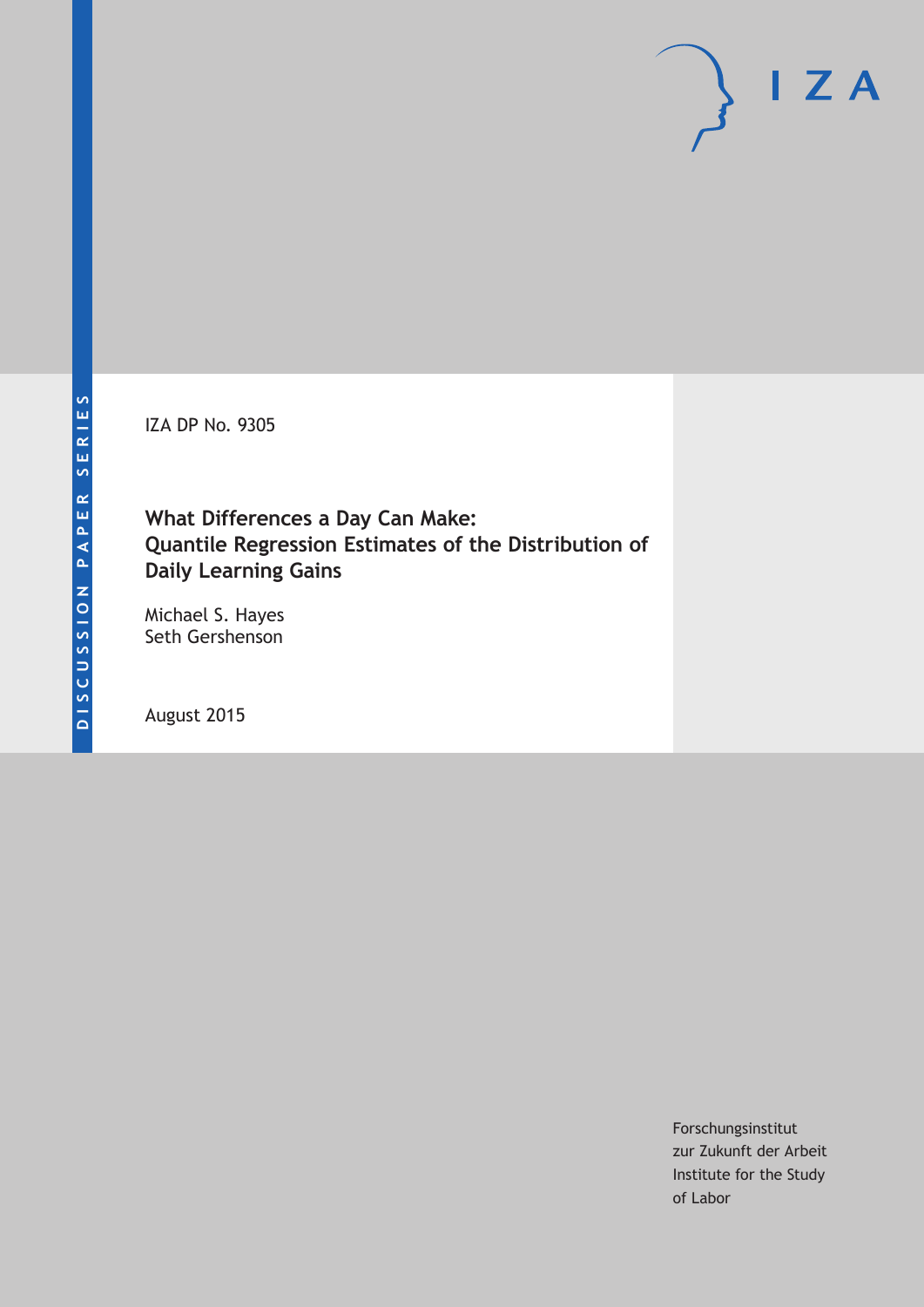DISCUSSION PAPER SERIES

IZA DP No. 9305

# What Differences a Day Can Make: Quantile Regression Estimates of the Distribution of Daily Learning Gains

Michael S. Hayes
Seth Gershenson

August 2015

Forschungsinstitut
zur Zukunft der Arbeit
Institute for the Study
of Labor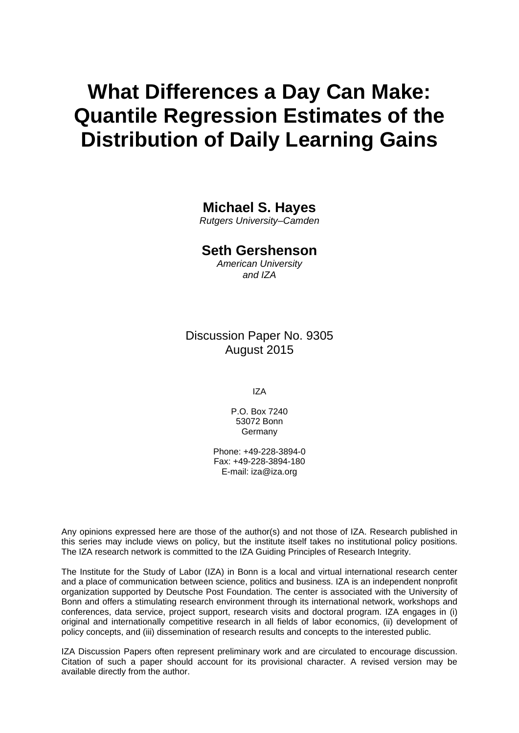# What Differences a Day Can Make: Quantile Regression Estimates of the Distribution of Daily Learning Gains

**Michael S. Hayes**

*Rutgers University–Camden*

**Seth Gershenson**

*American University and IZA*

Discussion Paper No. 9305
August 2015

IZA

P.O. Box 7240
53072 Bonn
Germany

Phone: +49-228-3894-0
Fax: +49-228-3894-180
E-mail: iza@iza.org

Any opinions expressed here are those of the author(s) and not those of IZA. Research published in this series may include views on policy, but the institute itself takes no institutional policy positions. The IZA research network is committed to the IZA Guiding Principles of Research Integrity.

The Institute for the Study of Labor (IZA) in Bonn is a local and virtual international research center and a place of communication between science, politics and business. IZA is an independent nonprofit organization supported by Deutsche Post Foundation. The center is associated with the University of Bonn and offers a stimulating research environment through its international network, workshops and conferences, data service, project support, research visits and doctoral program. IZA engages in (i) original and internationally competitive research in all fields of labor economics, (ii) development of policy concepts, and (iii) dissemination of research results and concepts to the interested public.

IZA Discussion Papers often represent preliminary work and are circulated to encourage discussion. Citation of such a paper should account for its provisional character. A revised version may be available directly from the author.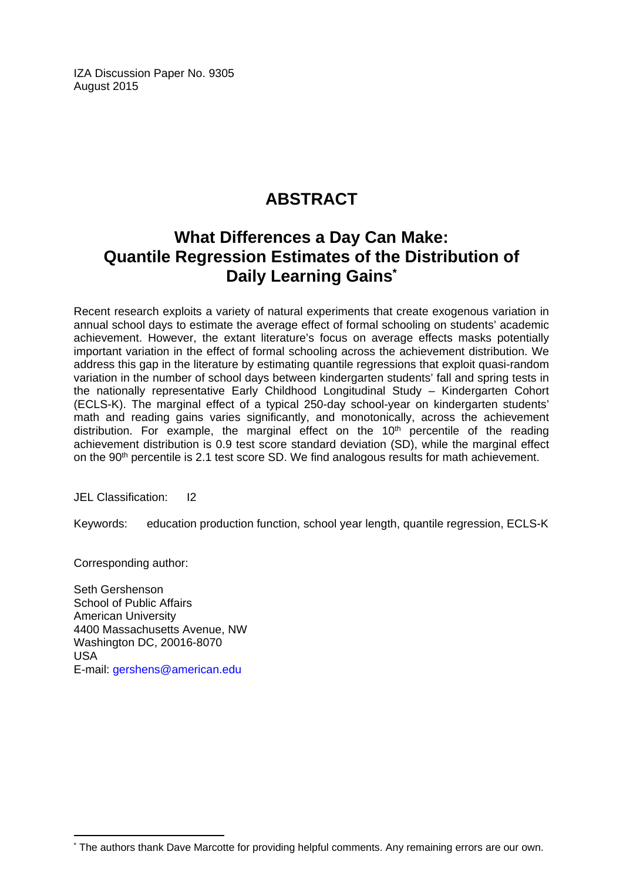IZA Discussion Paper No. 9305
August 2015

# ABSTRACT

## What Differences a Day Can Make: Quantile Regression Estimates of the Distribution of Daily Learning Gains[*]

Recent research exploits a variety of natural experiments that create exogenous variation in annual school days to estimate the average effect of formal schooling on students' academic achievement. However, the extant literature's focus on average effects masks potentially important variation in the effect of formal schooling across the achievement distribution. We address this gap in the literature by estimating quantile regressions that exploit quasi-random variation in the number of school days between kindergarten students' fall and spring tests in the nationally representative Early Childhood Longitudinal Study – Kindergarten Cohort (ECLS-K). The marginal effect of a typical 250-day school-year on kindergarten students' math and reading gains varies significantly, and monotonically, across the achievement distribution. For example, the marginal effect on the 10th percentile of the reading achievement distribution is 0.9 test score standard deviation (SD), while the marginal effect on the 90th percentile is 2.1 test score SD. We find analogous results for math achievement.

JEL Classification: I2

Keywords: education production function, school year length, quantile regression, ECLS-K

Corresponding author:

Seth Gershenson
School of Public Affairs
American University
4400 Massachusetts Avenue, NW
Washington DC, 20016-8070
USA
E-mail: gershens@american.edu

[*] The authors thank Dave Marcotte for providing helpful comments. Any remaining errors are our own.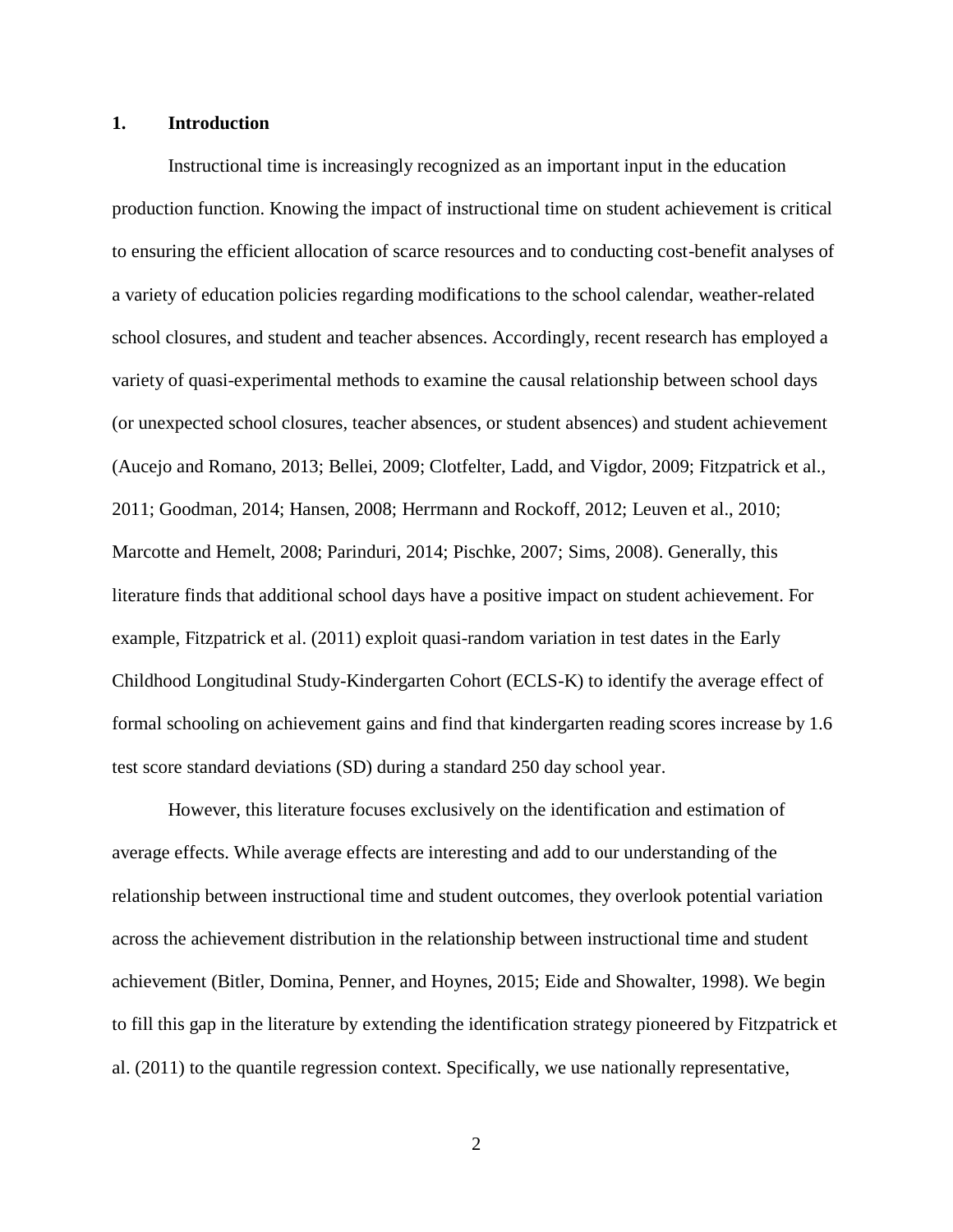## 1. Introduction

Instructional time is increasingly recognized as an important input in the education production function. Knowing the impact of instructional time on student achievement is critical to ensuring the efficient allocation of scarce resources and to conducting cost-benefit analyses of a variety of education policies regarding modifications to the school calendar, weather-related school closures, and student and teacher absences. Accordingly, recent research has employed a variety of quasi-experimental methods to examine the causal relationship between school days (or unexpected school closures, teacher absences, or student absences) and student achievement (Aucejo and Romano, 2013; Bellei, 2009; Clotfelter, Ladd, and Vigdor, 2009; Fitzpatrick et al., 2011; Goodman, 2014; Hansen, 2008; Herrmann and Rockoff, 2012; Leuven et al., 2010; Marcotte and Hemelt, 2008; Parinduri, 2014; Pischke, 2007; Sims, 2008). Generally, this literature finds that additional school days have a positive impact on student achievement. For example, Fitzpatrick et al. (2011) exploit quasi-random variation in test dates in the Early Childhood Longitudinal Study-Kindergarten Cohort (ECLS-K) to identify the average effect of formal schooling on achievement gains and find that kindergarten reading scores increase by 1.6 test score standard deviations (SD) during a standard 250 day school year.

However, this literature focuses exclusively on the identification and estimation of average effects. While average effects are interesting and add to our understanding of the relationship between instructional time and student outcomes, they overlook potential variation across the achievement distribution in the relationship between instructional time and student achievement (Bitler, Domina, Penner, and Hoynes, 2015; Eide and Showalter, 1998). We begin to fill this gap in the literature by extending the identification strategy pioneered by Fitzpatrick et al. (2011) to the quantile regression context. Specifically, we use nationally representative,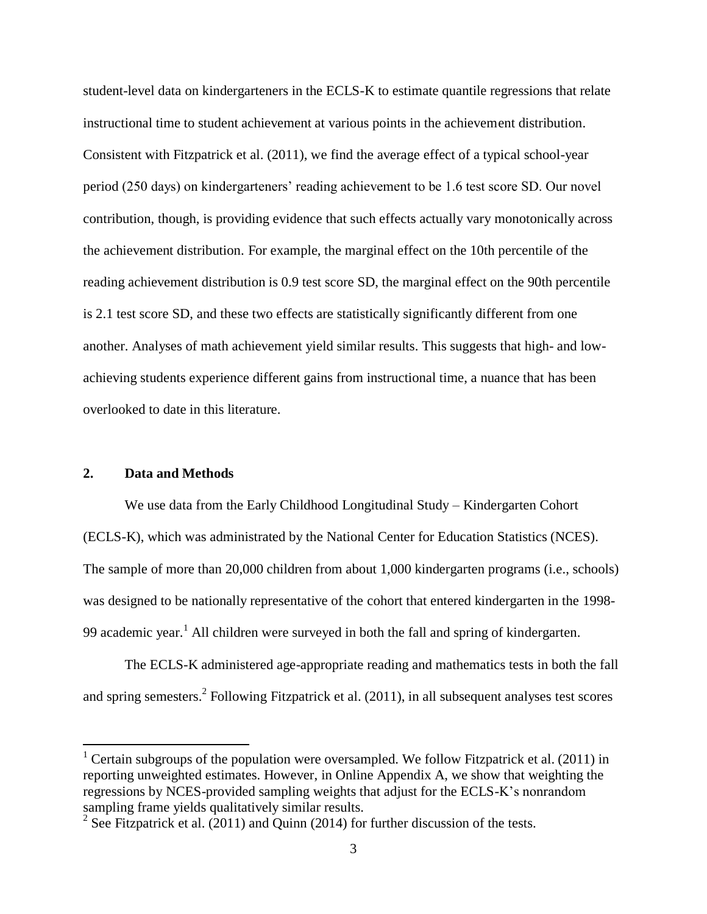student-level data on kindergarteners in the ECLS-K to estimate quantile regressions that relate instructional time to student achievement at various points in the achievement distribution. Consistent with Fitzpatrick et al. (2011), we find the average effect of a typical school-year period (250 days) on kindergarteners' reading achievement to be 1.6 test score SD. Our novel contribution, though, is providing evidence that such effects actually vary monotonically across the achievement distribution. For example, the marginal effect on the 10th percentile of the reading achievement distribution is 0.9 test score SD, the marginal effect on the 90th percentile is 2.1 test score SD, and these two effects are statistically significantly different from one another. Analyses of math achievement yield similar results. This suggests that high- and low-achieving students experience different gains from instructional time, a nuance that has been overlooked to date in this literature.

## 2. Data and Methods

We use data from the Early Childhood Longitudinal Study – Kindergarten Cohort (ECLS-K), which was administrated by the National Center for Education Statistics (NCES). The sample of more than 20,000 children from about 1,000 kindergarten programs (i.e., schools) was designed to be nationally representative of the cohort that entered kindergarten in the 1998-99 academic year.[1] All children were surveyed in both the fall and spring of kindergarten.

The ECLS-K administered age-appropriate reading and mathematics tests in both the fall and spring semesters.[2] Following Fitzpatrick et al. (2011), in all subsequent analyses test scores

---

[1] Certain subgroups of the population were oversampled. We follow Fitzpatrick et al. (2011) in reporting unweighted estimates. However, in Online Appendix A, we show that weighting the regressions by NCES-provided sampling weights that adjust for the ECLS-K's nonrandom sampling frame yields qualitatively similar results.

[2] See Fitzpatrick et al. (2011) and Quinn (2014) for further discussion of the tests.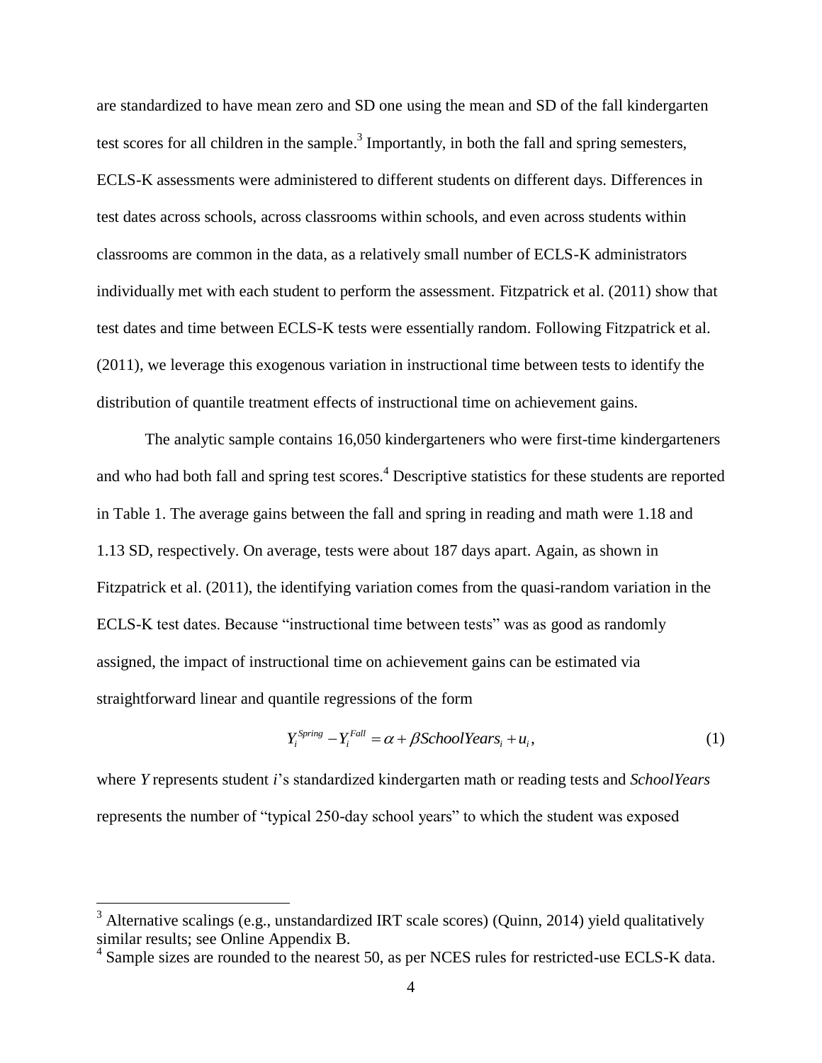are standardized to have mean zero and SD one using the mean and SD of the fall kindergarten test scores for all children in the sample.[3] Importantly, in both the fall and spring semesters, ECLS-K assessments were administered to different students on different days. Differences in test dates across schools, across classrooms within schools, and even across students within classrooms are common in the data, as a relatively small number of ECLS-K administrators individually met with each student to perform the assessment. Fitzpatrick et al. (2011) show that test dates and time between ECLS-K tests were essentially random. Following Fitzpatrick et al. (2011), we leverage this exogenous variation in instructional time between tests to identify the distribution of quantile treatment effects of instructional time on achievement gains.

The analytic sample contains 16,050 kindergarteners who were first-time kindergarteners and who had both fall and spring test scores.[4] Descriptive statistics for these students are reported in Table 1. The average gains between the fall and spring in reading and math were 1.18 and 1.13 SD, respectively. On average, tests were about 187 days apart. Again, as shown in Fitzpatrick et al. (2011), the identifying variation comes from the quasi-random variation in the ECLS-K test dates. Because "instructional time between tests" was as good as randomly assigned, the impact of instructional time on achievement gains can be estimated via straightforward linear and quantile regressions of the form

$$Y_i^{Spring} - Y_i^{Fall} = \alpha + \beta SchoolYears_i + u_i, \tag{1}$$

where $Y$ represents student $i$'s standardized kindergarten math or reading tests and *SchoolYears* represents the number of "typical 250-day school years" to which the student was exposed

[3] Alternative scalings (e.g., unstandardized IRT scale scores) (Quinn, 2014) yield qualitatively similar results; see Online Appendix B.

[4] Sample sizes are rounded to the nearest 50, as per NCES rules for restricted-use ECLS-K data.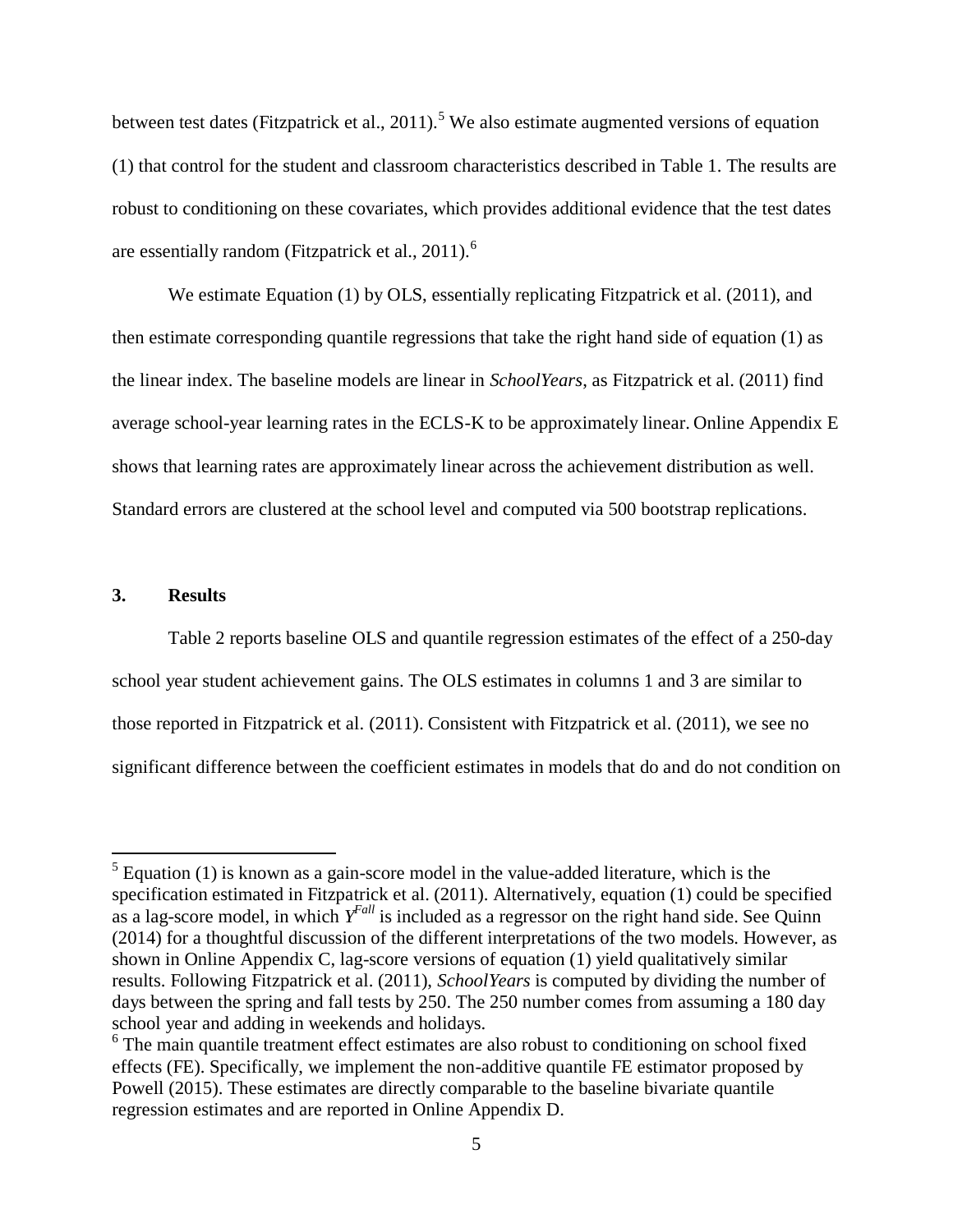between test dates (Fitzpatrick et al., 2011).[5] We also estimate augmented versions of equation (1) that control for the student and classroom characteristics described in Table 1. The results are robust to conditioning on these covariates, which provides additional evidence that the test dates are essentially random (Fitzpatrick et al., 2011).[6]

We estimate Equation (1) by OLS, essentially replicating Fitzpatrick et al. (2011), and then estimate corresponding quantile regressions that take the right hand side of equation (1) as the linear index. The baseline models are linear in *SchoolYears*, as Fitzpatrick et al. (2011) find average school-year learning rates in the ECLS-K to be approximately linear. Online Appendix E shows that learning rates are approximately linear across the achievement distribution as well. Standard errors are clustered at the school level and computed via 500 bootstrap replications.

## 3. Results

Table 2 reports baseline OLS and quantile regression estimates of the effect of a 250-day school year student achievement gains. The OLS estimates in columns 1 and 3 are similar to those reported in Fitzpatrick et al. (2011). Consistent with Fitzpatrick et al. (2011), we see no significant difference between the coefficient estimates in models that do and do not condition on

---

[5] Equation (1) is known as a gain-score model in the value-added literature, which is the specification estimated in Fitzpatrick et al. (2011). Alternatively, equation (1) could be specified as a lag-score model, in which $Y^{Fall}$ is included as a regressor on the right hand side. See Quinn (2014) for a thoughtful discussion of the different interpretations of the two models. However, as shown in Online Appendix C, lag-score versions of equation (1) yield qualitatively similar results. Following Fitzpatrick et al. (2011), *SchoolYears* is computed by dividing the number of days between the spring and fall tests by 250. The 250 number comes from assuming a 180 day school year and adding in weekends and holidays.

[6] The main quantile treatment effect estimates are also robust to conditioning on school fixed effects (FE). Specifically, we implement the non-additive quantile FE estimator proposed by Powell (2015). These estimates are directly comparable to the baseline bivariate quantile regression estimates and are reported in Online Appendix D.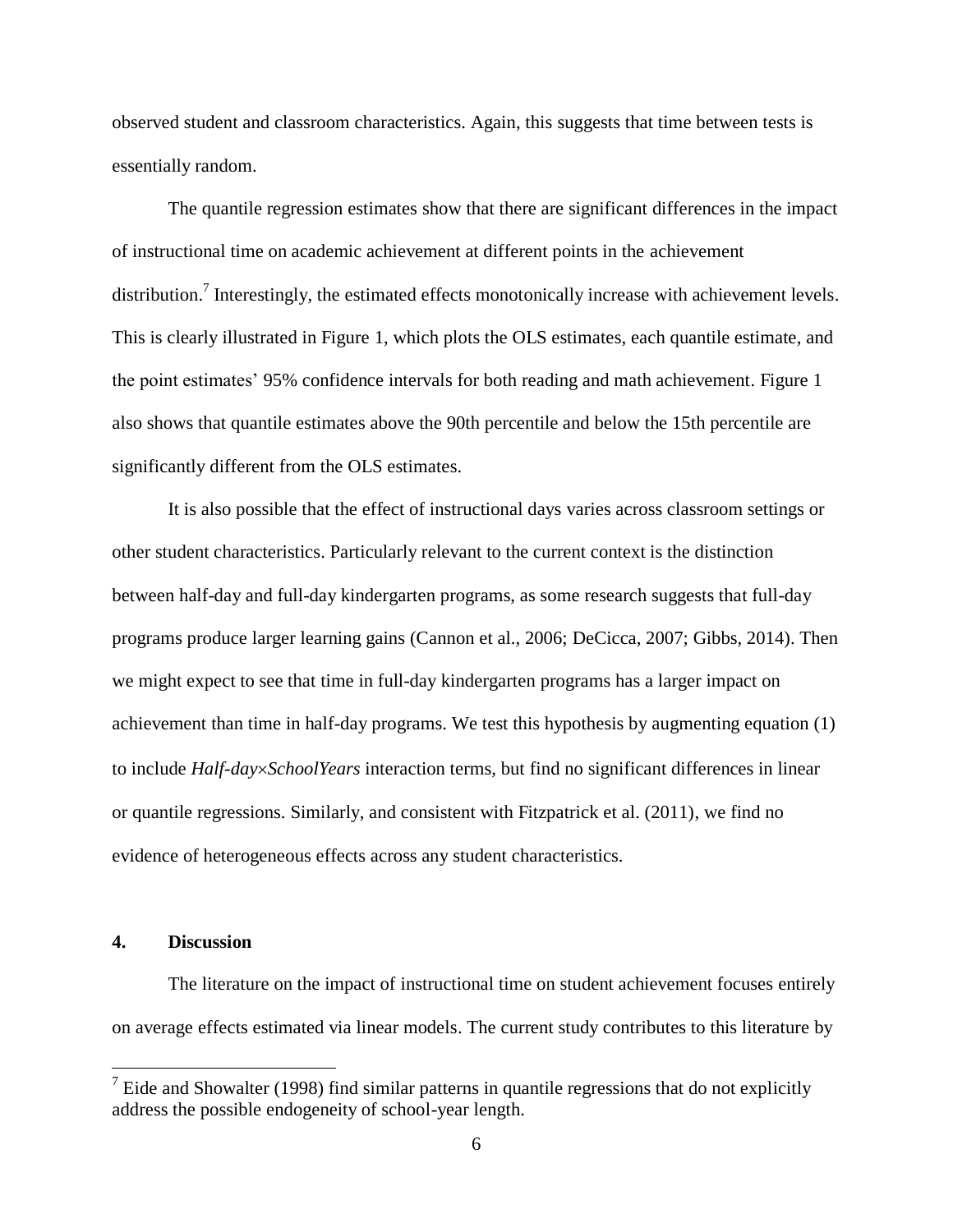observed student and classroom characteristics. Again, this suggests that time between tests is essentially random.

The quantile regression estimates show that there are significant differences in the impact of instructional time on academic achievement at different points in the achievement distribution.[7] Interestingly, the estimated effects monotonically increase with achievement levels. This is clearly illustrated in Figure 1, which plots the OLS estimates, each quantile estimate, and the point estimates' 95% confidence intervals for both reading and math achievement. Figure 1 also shows that quantile estimates above the 90th percentile and below the 15th percentile are significantly different from the OLS estimates.

It is also possible that the effect of instructional days varies across classroom settings or other student characteristics. Particularly relevant to the current context is the distinction between half-day and full-day kindergarten programs, as some research suggests that full-day programs produce larger learning gains (Cannon et al., 2006; DeCicca, 2007; Gibbs, 2014). Then we might expect to see that time in full-day kindergarten programs has a larger impact on achievement than time in half-day programs. We test this hypothesis by augmenting equation (1) to include *Half-day*×*SchoolYears* interaction terms, but find no significant differences in linear or quantile regressions. Similarly, and consistent with Fitzpatrick et al. (2011), we find no evidence of heterogeneous effects across any student characteristics.

## 4. Discussion

The literature on the impact of instructional time on student achievement focuses entirely on average effects estimated via linear models. The current study contributes to this literature by

[7] Eide and Showalter (1998) find similar patterns in quantile regressions that do not explicitly address the possible endogeneity of school-year length.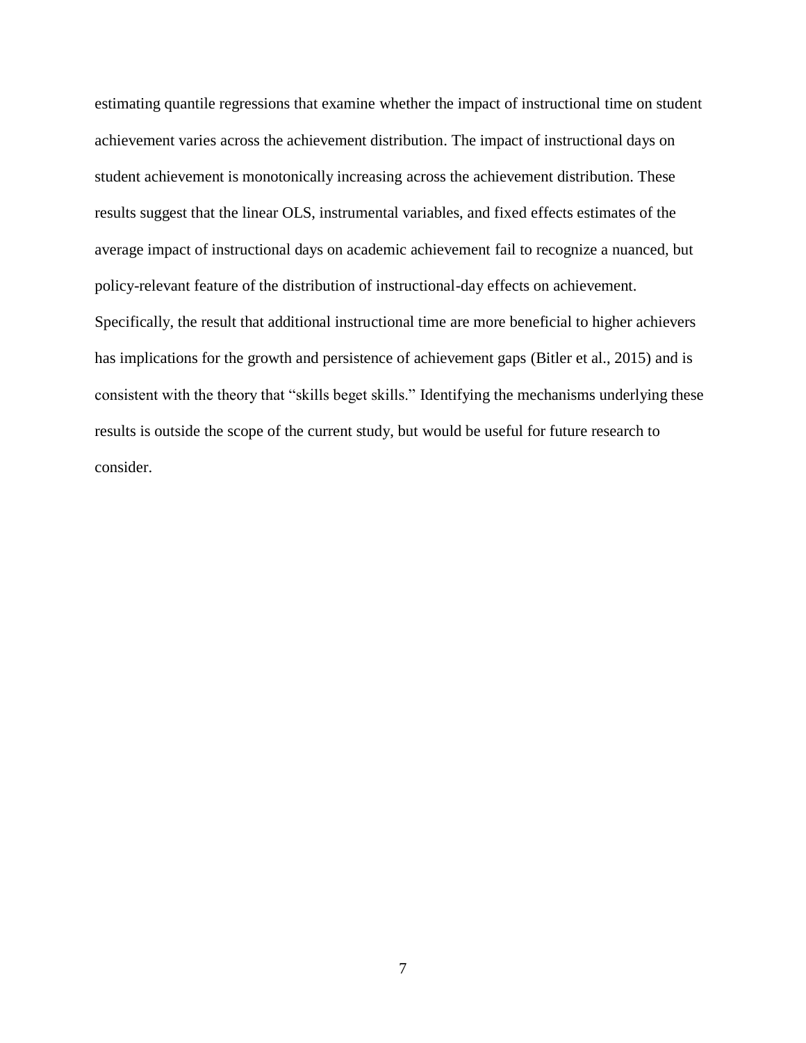estimating quantile regressions that examine whether the impact of instructional time on student achievement varies across the achievement distribution. The impact of instructional days on student achievement is monotonically increasing across the achievement distribution. These results suggest that the linear OLS, instrumental variables, and fixed effects estimates of the average impact of instructional days on academic achievement fail to recognize a nuanced, but policy-relevant feature of the distribution of instructional-day effects on achievement. Specifically, the result that additional instructional time are more beneficial to higher achievers has implications for the growth and persistence of achievement gaps (Bitler et al., 2015) and is consistent with the theory that "skills beget skills." Identifying the mechanisms underlying these results is outside the scope of the current study, but would be useful for future research to consider.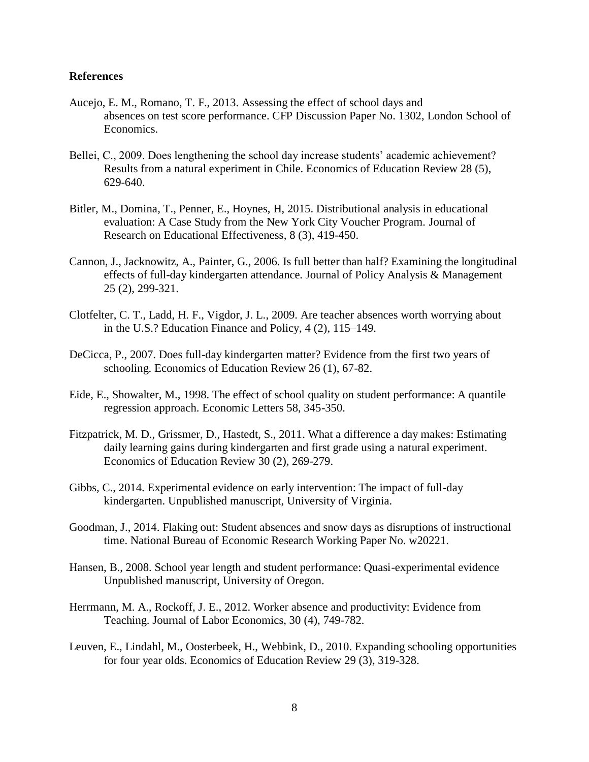**References**

Aucejo, E. M., Romano, T. F., 2013. Assessing the effect of school days and absences on test score performance. CFP Discussion Paper No. 1302, London School of Economics.

Bellei, C., 2009. Does lengthening the school day increase students' academic achievement? Results from a natural experiment in Chile. Economics of Education Review 28 (5), 629-640.

Bitler, M., Domina, T., Penner, E., Hoynes, H, 2015. Distributional analysis in educational evaluation: A Case Study from the New York City Voucher Program. Journal of Research on Educational Effectiveness, 8 (3), 419-450.

Cannon, J., Jacknowitz, A., Painter, G., 2006. Is full better than half? Examining the longitudinal effects of full-day kindergarten attendance. Journal of Policy Analysis & Management 25 (2), 299-321.

Clotfelter, C. T., Ladd, H. F., Vigdor, J. L., 2009. Are teacher absences worth worrying about in the U.S.? Education Finance and Policy, 4 (2), 115–149.

DeCicca, P., 2007. Does full-day kindergarten matter? Evidence from the first two years of schooling. Economics of Education Review 26 (1), 67-82.

Eide, E., Showalter, M., 1998. The effect of school quality on student performance: A quantile regression approach. Economic Letters 58, 345-350.

Fitzpatrick, M. D., Grissmer, D., Hastedt, S., 2011. What a difference a day makes: Estimating daily learning gains during kindergarten and first grade using a natural experiment. Economics of Education Review 30 (2), 269-279.

Gibbs, C., 2014. Experimental evidence on early intervention: The impact of full-day kindergarten. Unpublished manuscript, University of Virginia.

Goodman, J., 2014. Flaking out: Student absences and snow days as disruptions of instructional time. National Bureau of Economic Research Working Paper No. w20221.

Hansen, B., 2008. School year length and student performance: Quasi-experimental evidence Unpublished manuscript, University of Oregon.

Herrmann, M. A., Rockoff, J. E., 2012. Worker absence and productivity: Evidence from Teaching. Journal of Labor Economics, 30 (4), 749-782.

Leuven, E., Lindahl, M., Oosterbeek, H., Webbink, D., 2010. Expanding schooling opportunities for four year olds. Economics of Education Review 29 (3), 319-328.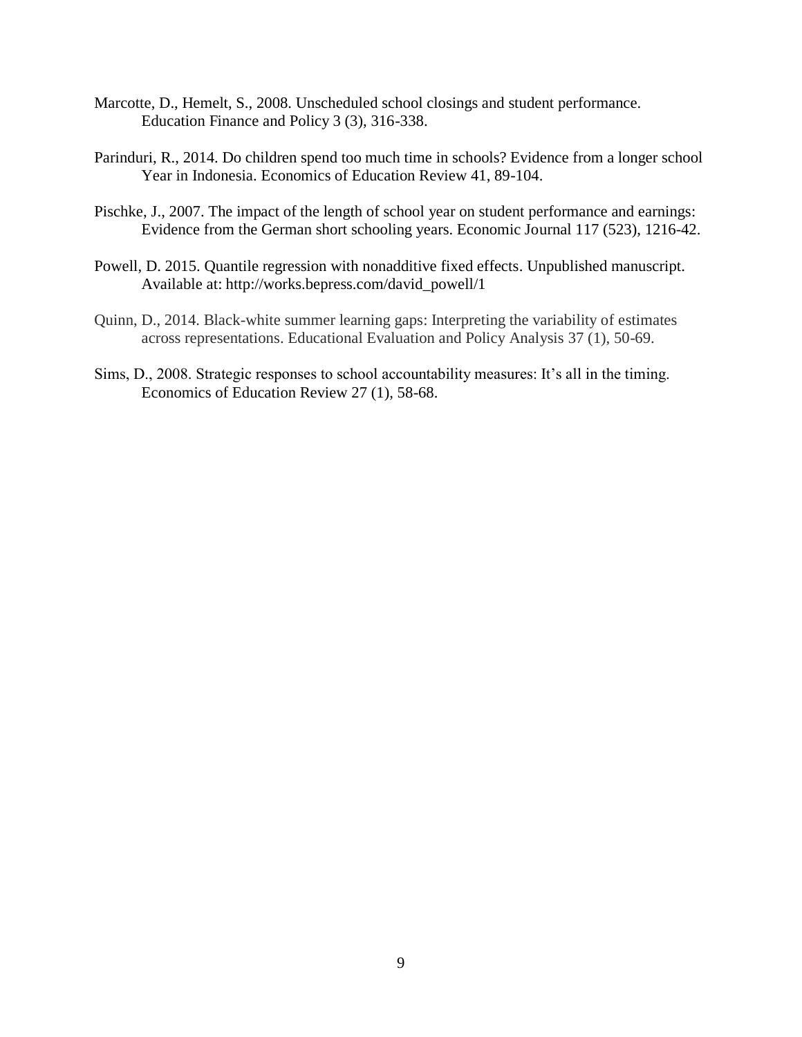Marcotte, D., Hemelt, S., 2008. Unscheduled school closings and student performance. Education Finance and Policy 3 (3), 316-338.

Parinduri, R., 2014. Do children spend too much time in schools? Evidence from a longer school Year in Indonesia. Economics of Education Review 41, 89-104.

Pischke, J., 2007. The impact of the length of school year on student performance and earnings: Evidence from the German short schooling years. Economic Journal 117 (523), 1216-42.

Powell, D. 2015. Quantile regression with nonadditive fixed effects. Unpublished manuscript. Available at: http://works.bepress.com/david_powell/1

Quinn, D., 2014. Black-white summer learning gaps: Interpreting the variability of estimates across representations. Educational Evaluation and Policy Analysis 37 (1), 50-69.

Sims, D., 2008. Strategic responses to school accountability measures: It's all in the timing. Economics of Education Review 27 (1), 58-68.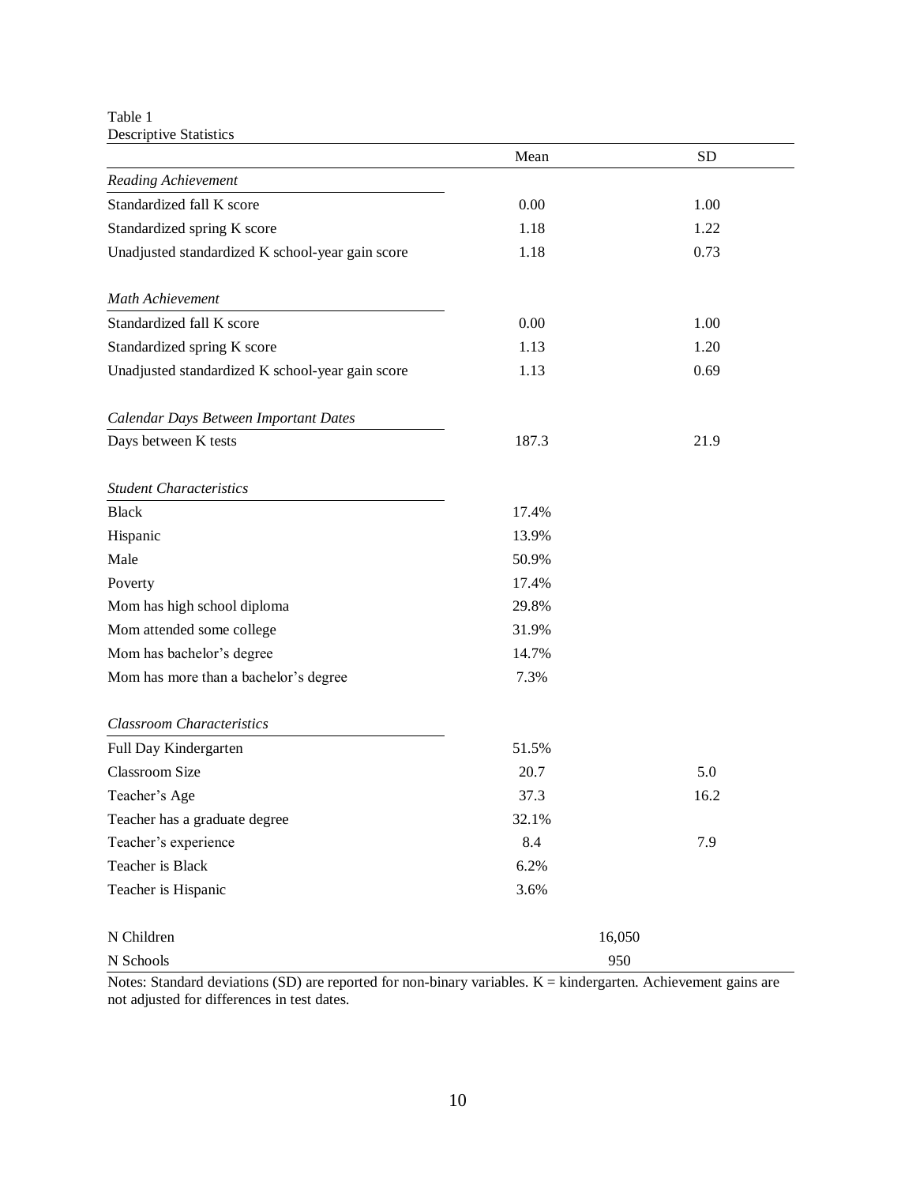Table 1
Descriptive Statistics

| | Mean | SD |
|---|---|---|
| *Reading Achievement* | | |
| Standardized fall K score | 0.00 | 1.00 |
| Standardized spring K score | 1.18 | 1.22 |
| Unadjusted standardized K school-year gain score | 1.18 | 0.73 |
| | | |
| *Math Achievement* | | |
| Standardized fall K score | 0.00 | 1.00 |
| Standardized spring K score | 1.13 | 1.20 |
| Unadjusted standardized K school-year gain score | 1.13 | 0.69 |
| | | |
| *Calendar Days Between Important Dates* | | |
| Days between K tests | 187.3 | 21.9 |
| | | |
| *Student Characteristics* | | |
| Black | 17.4% | |
| Hispanic | 13.9% | |
| Male | 50.9% | |
| Poverty | 17.4% | |
| Mom has high school diploma | 29.8% | |
| Mom attended some college | 31.9% | |
| Mom has bachelor's degree | 14.7% | |
| Mom has more than a bachelor's degree | 7.3% | |
| | | |
| *Classroom Characteristics* | | |
| Full Day Kindergarten | 51.5% | |
| Classroom Size | 20.7 | 5.0 |
| Teacher's Age | 37.3 | 16.2 |
| Teacher has a graduate degree | 32.1% | |
| Teacher's experience | 8.4 | 7.9 |
| Teacher is Black | 6.2% | |
| Teacher is Hispanic | 3.6% | |
| | | |
| N Children | 16,050 | |
| N Schools | 950 | |

Notes: Standard deviations (SD) are reported for non-binary variables. K = kindergarten. Achievement gains are not adjusted for differences in test dates.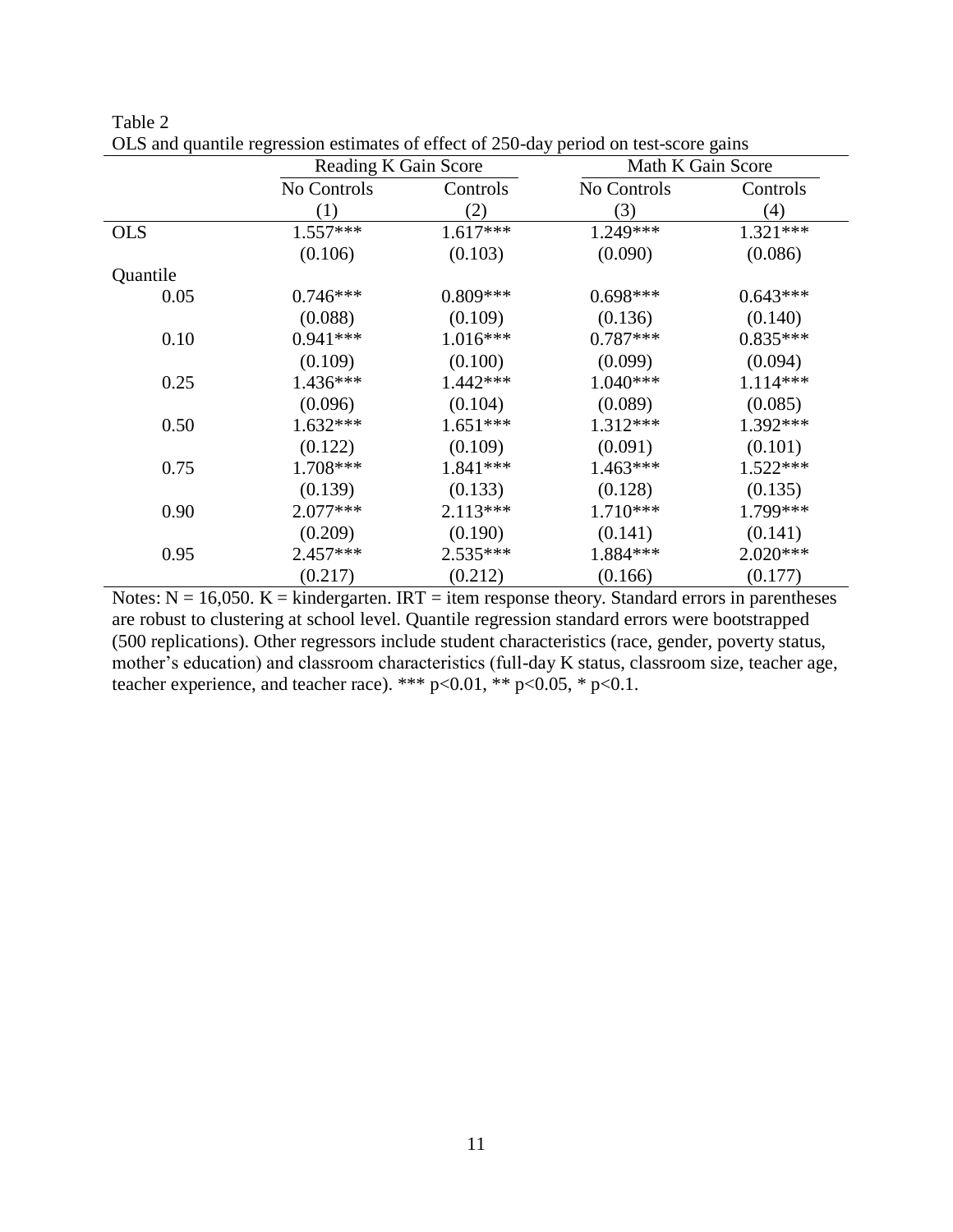Table 2

OLS and quantile regression estimates of effect of 250-day period on test-score gains

| | Reading K Gain Score | | Math K Gain Score | |
|---|---|---|---|---|
| | No Controls | Controls | No Controls | Controls |
| | (1) | (2) | (3) | (4) |
| OLS | 1.557*** | 1.617*** | 1.249*** | 1.321*** |
| | (0.106) | (0.103) | (0.090) | (0.086) |
| Quantile | | | | |
| 0.05 | 0.746*** | 0.809*** | 0.698*** | 0.643*** |
| | (0.088) | (0.109) | (0.136) | (0.140) |
| 0.10 | 0.941*** | 1.016*** | 0.787*** | 0.835*** |
| | (0.109) | (0.100) | (0.099) | (0.094) |
| 0.25 | 1.436*** | 1.442*** | 1.040*** | 1.114*** |
| | (0.096) | (0.104) | (0.089) | (0.085) |
| 0.50 | 1.632*** | 1.651*** | 1.312*** | 1.392*** |
| | (0.122) | (0.109) | (0.091) | (0.101) |
| 0.75 | 1.708*** | 1.841*** | 1.463*** | 1.522*** |
| | (0.139) | (0.133) | (0.128) | (0.135) |
| 0.90 | 2.077*** | 2.113*** | 1.710*** | 1.799*** |
| | (0.209) | (0.190) | (0.141) | (0.141) |
| 0.95 | 2.457*** | 2.535*** | 1.884*** | 2.020*** |
| | (0.217) | (0.212) | (0.166) | (0.177) |

Notes: N = 16,050. K = kindergarten. IRT = item response theory. Standard errors in parentheses are robust to clustering at school level. Quantile regression standard errors were bootstrapped (500 replications). Other regressors include student characteristics (race, gender, poverty status, mother's education) and classroom characteristics (full-day K status, classroom size, teacher age, teacher experience, and teacher race). *** p<0.01, ** p<0.05, * p<0.1.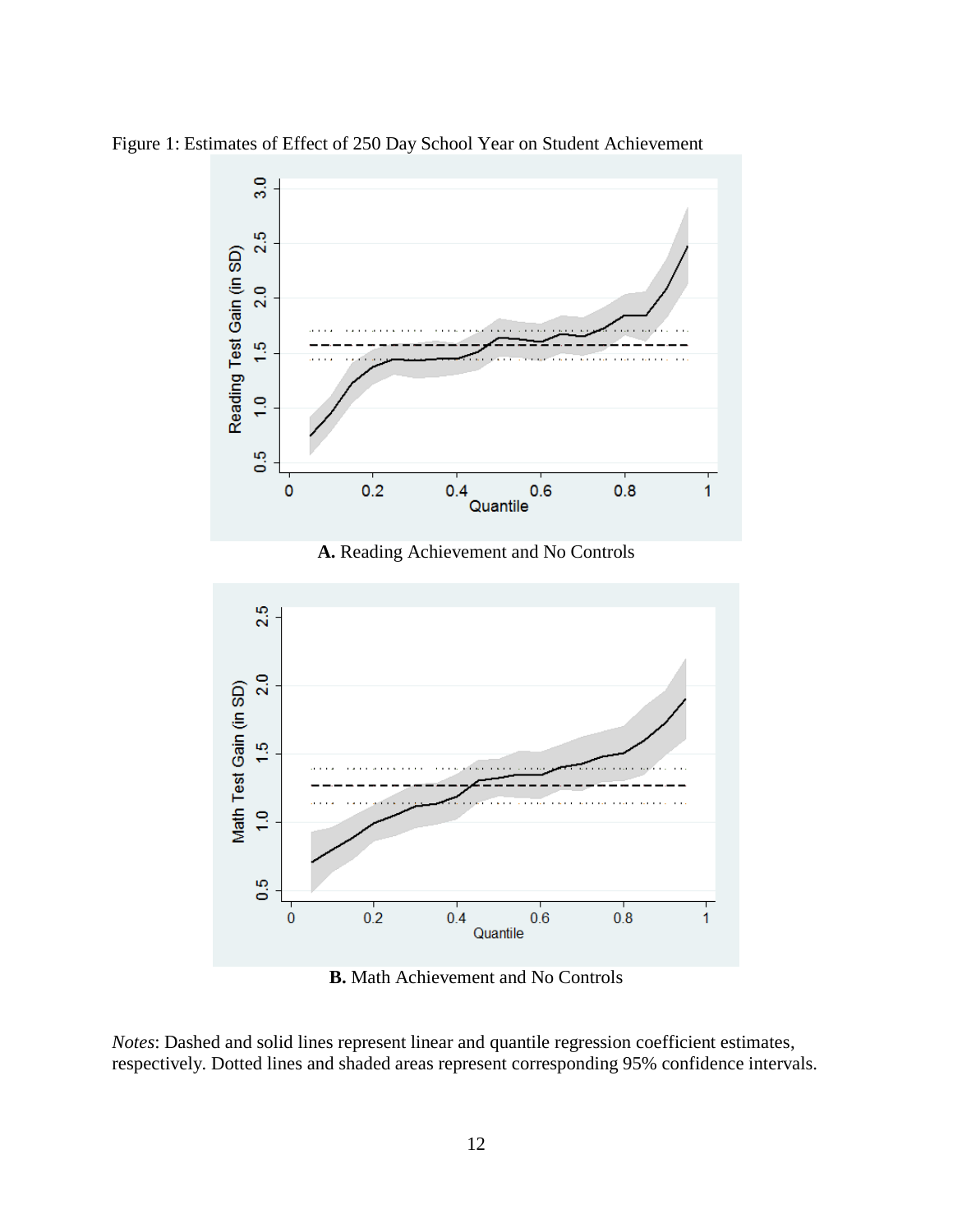Figure 1: Estimates of Effect of 250 Day School Year on Student Achievement

**A.** Reading Achievement and No Controls

**B.** Math Achievement and No Controls

*Notes*: Dashed and solid lines represent linear and quantile regression coefficient estimates, respectively. Dotted lines and shaded areas represent corresponding 95% confidence intervals.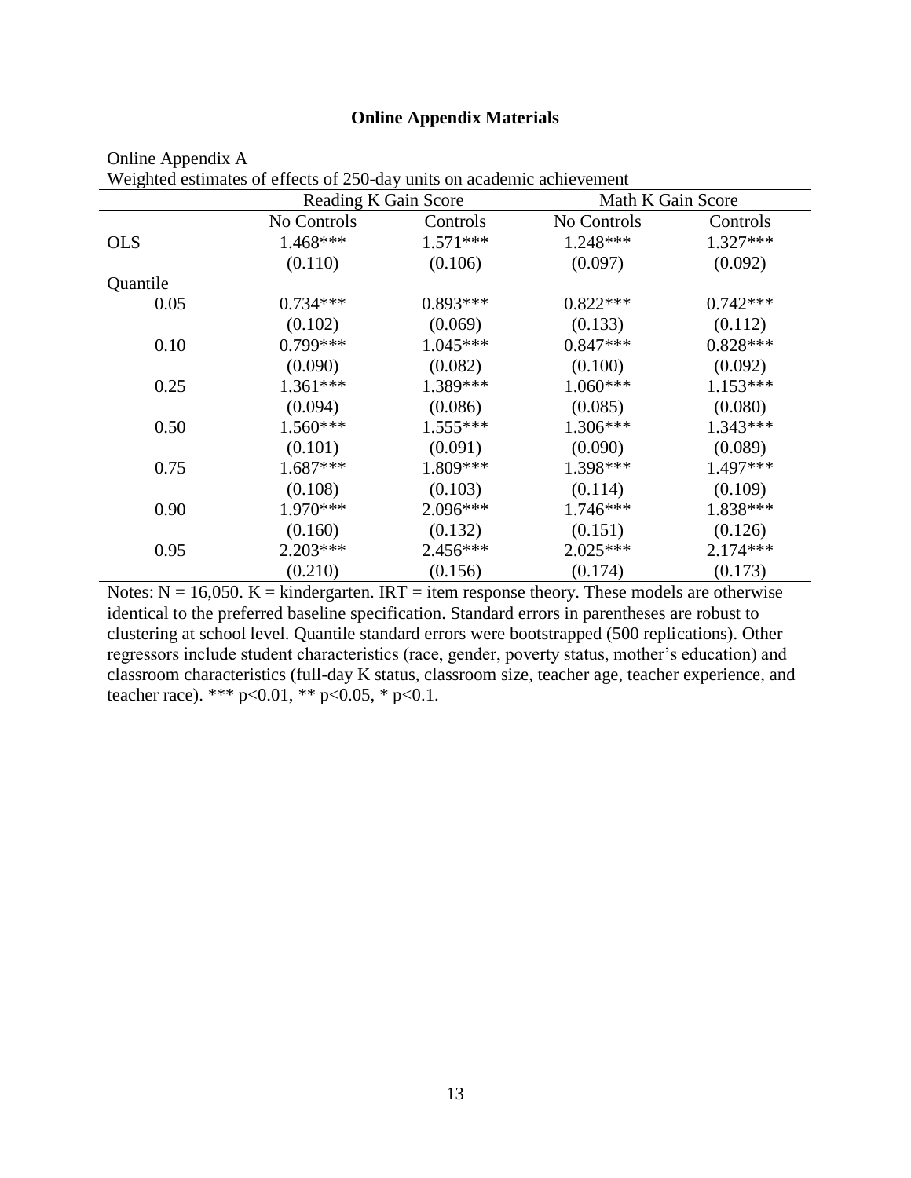## Online Appendix Materials

Online Appendix A

Weighted estimates of effects of 250-day units on academic achievement

| | Reading K Gain Score | | Math K Gain Score | |
|---|---|---|---|---|
| | No Controls | Controls | No Controls | Controls |
| OLS | 1.468*** | 1.571*** | 1.248*** | 1.327*** |
| | (0.110) | (0.106) | (0.097) | (0.092) |
| Quantile | | | | |
| 0.05 | 0.734*** | 0.893*** | 0.822*** | 0.742*** |
| | (0.102) | (0.069) | (0.133) | (0.112) |
| 0.10 | 0.799*** | 1.045*** | 0.847*** | 0.828*** |
| | (0.090) | (0.082) | (0.100) | (0.092) |
| 0.25 | 1.361*** | 1.389*** | 1.060*** | 1.153*** |
| | (0.094) | (0.086) | (0.085) | (0.080) |
| 0.50 | 1.560*** | 1.555*** | 1.306*** | 1.343*** |
| | (0.101) | (0.091) | (0.090) | (0.089) |
| 0.75 | 1.687*** | 1.809*** | 1.398*** | 1.497*** |
| | (0.108) | (0.103) | (0.114) | (0.109) |
| 0.90 | 1.970*** | 2.096*** | 1.746*** | 1.838*** |
| | (0.160) | (0.132) | (0.151) | (0.126) |
| 0.95 | 2.203*** | 2.456*** | 2.025*** | 2.174*** |
| | (0.210) | (0.156) | (0.174) | (0.173) |

Notes: N = 16,050. K = kindergarten. IRT = item response theory. These models are otherwise identical to the preferred baseline specification. Standard errors in parentheses are robust to clustering at school level. Quantile standard errors were bootstrapped (500 replications). Other regressors include student characteristics (race, gender, poverty status, mother's education) and classroom characteristics (full-day K status, classroom size, teacher age, teacher experience, and teacher race). *** $p<0.01$, ** $p<0.05$, * $p<0.1$.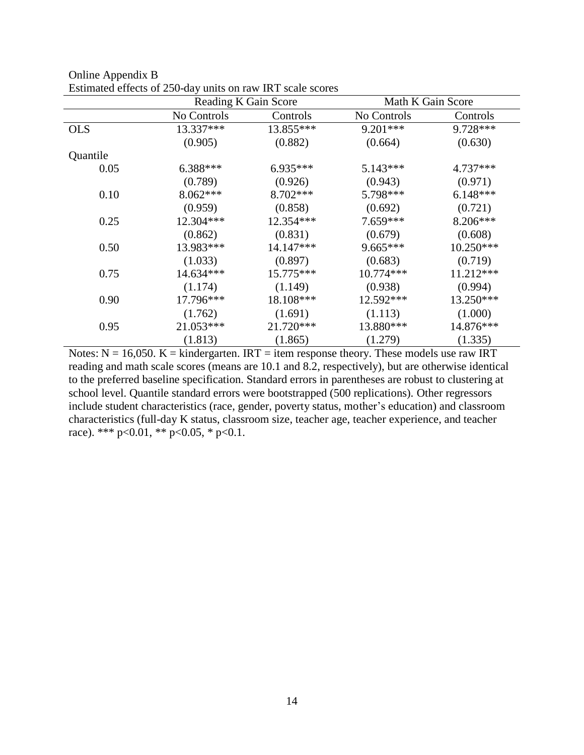Online Appendix B

Estimated effects of 250-day units on raw IRT scale scores

| | Reading K Gain Score | | Math K Gain Score | |
|---|---|---|---|---|
| | No Controls | Controls | No Controls | Controls |
| OLS | 13.337*** | 13.855*** | 9.201*** | 9.728*** |
| | (0.905) | (0.882) | (0.664) | (0.630) |
| Quantile | | | | |
| 0.05 | 6.388*** | 6.935*** | 5.143*** | 4.737*** |
| | (0.789) | (0.926) | (0.943) | (0.971) |
| 0.10 | 8.062*** | 8.702*** | 5.798*** | 6.148*** |
| | (0.959) | (0.858) | (0.692) | (0.721) |
| 0.25 | 12.304*** | 12.354*** | 7.659*** | 8.206*** |
| | (0.862) | (0.831) | (0.679) | (0.608) |
| 0.50 | 13.983*** | 14.147*** | 9.665*** | 10.250*** |
| | (1.033) | (0.897) | (0.683) | (0.719) |
| 0.75 | 14.634*** | 15.775*** | 10.774*** | 11.212*** |
| | (1.174) | (1.149) | (0.938) | (0.994) |
| 0.90 | 17.796*** | 18.108*** | 12.592*** | 13.250*** |
| | (1.762) | (1.691) | (1.113) | (1.000) |
| 0.95 | 21.053*** | 21.720*** | 13.880*** | 14.876*** |
| | (1.813) | (1.865) | (1.279) | (1.335) |

Notes: N = 16,050. K = kindergarten. IRT = item response theory. These models use raw IRT reading and math scale scores (means are 10.1 and 8.2, respectively), but are otherwise identical to the preferred baseline specification. Standard errors in parentheses are robust to clustering at school level. Quantile standard errors were bootstrapped (500 replications). Other regressors include student characteristics (race, gender, poverty status, mother's education) and classroom characteristics (full-day K status, classroom size, teacher age, teacher experience, and teacher race). *** p<0.01, ** p<0.05, * p<0.1.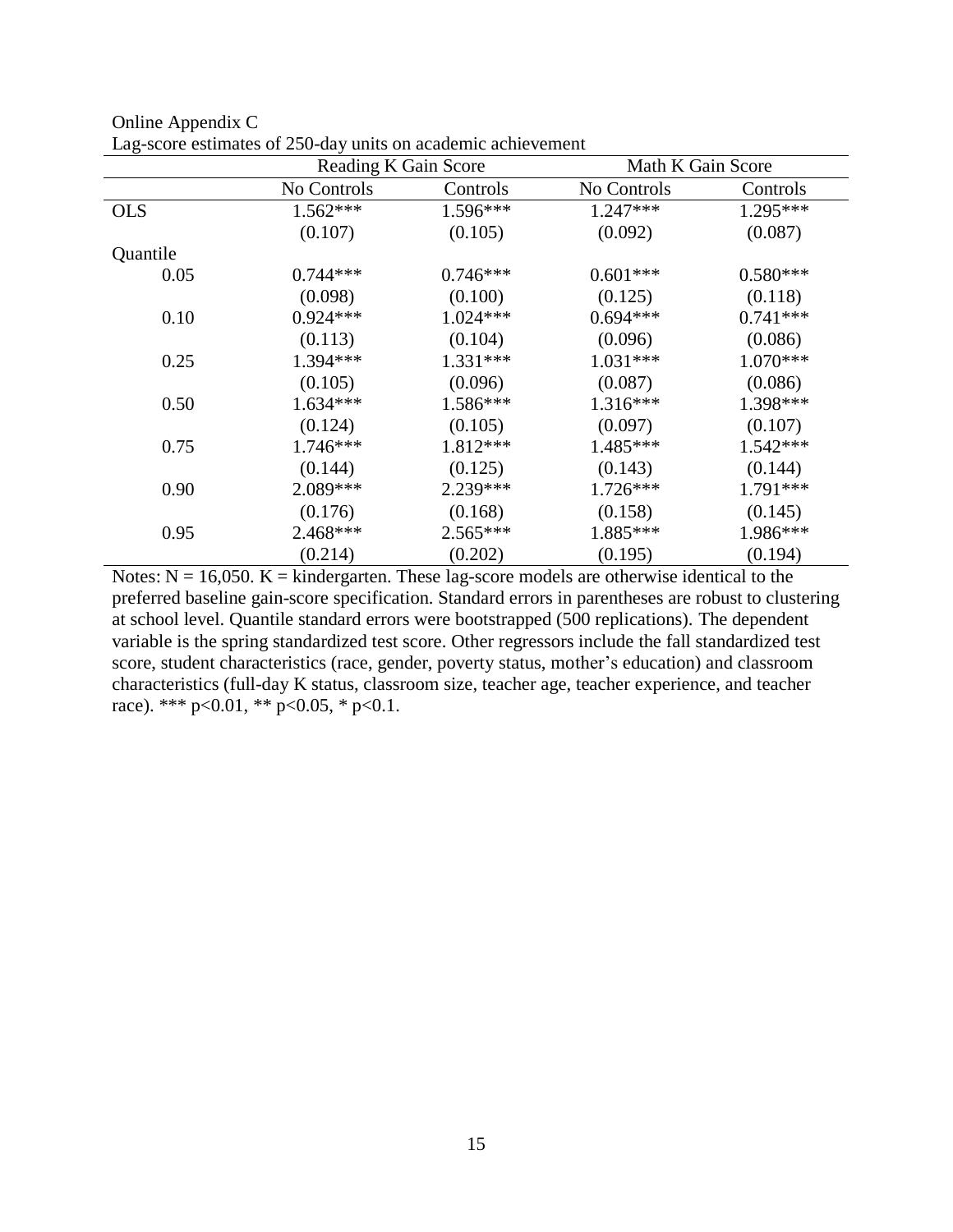Online Appendix C

Lag-score estimates of 250-day units on academic achievement

| | Reading K Gain Score | | Math K Gain Score | |
|---|---|---|---|---|
| | No Controls | Controls | No Controls | Controls |
| OLS | 1.562*** | 1.596*** | 1.247*** | 1.295*** |
| | (0.107) | (0.105) | (0.092) | (0.087) |
| Quantile | | | | |
| 0.05 | 0.744*** | 0.746*** | 0.601*** | 0.580*** |
| | (0.098) | (0.100) | (0.125) | (0.118) |
| 0.10 | 0.924*** | 1.024*** | 0.694*** | 0.741*** |
| | (0.113) | (0.104) | (0.096) | (0.086) |
| 0.25 | 1.394*** | 1.331*** | 1.031*** | 1.070*** |
| | (0.105) | (0.096) | (0.087) | (0.086) |
| 0.50 | 1.634*** | 1.586*** | 1.316*** | 1.398*** |
| | (0.124) | (0.105) | (0.097) | (0.107) |
| 0.75 | 1.746*** | 1.812*** | 1.485*** | 1.542*** |
| | (0.144) | (0.125) | (0.143) | (0.144) |
| 0.90 | 2.089*** | 2.239*** | 1.726*** | 1.791*** |
| | (0.176) | (0.168) | (0.158) | (0.145) |
| 0.95 | 2.468*** | 2.565*** | 1.885*** | 1.986*** |
| | (0.214) | (0.202) | (0.195) | (0.194) |

Notes: N = 16,050. K = kindergarten. These lag-score models are otherwise identical to the preferred baseline gain-score specification. Standard errors in parentheses are robust to clustering at school level. Quantile standard errors were bootstrapped (500 replications). The dependent variable is the spring standardized test score. Other regressors include the fall standardized test score, student characteristics (race, gender, poverty status, mother's education) and classroom characteristics (full-day K status, classroom size, teacher age, teacher experience, and teacher race). *** p<0.01, ** p<0.05, * p<0.1.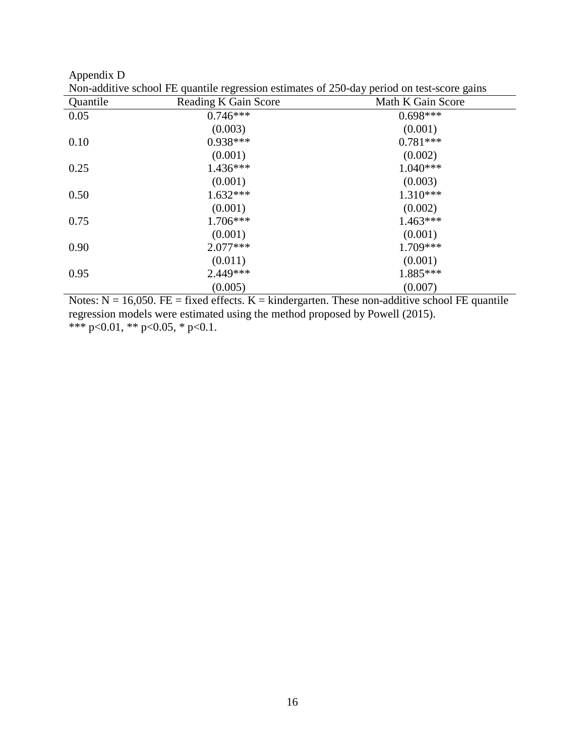Appendix D

Non-additive school FE quantile regression estimates of 250-day period on test-score gains

| Quantile | Reading K Gain Score | Math K Gain Score |
|---|---|---|
| 0.05 | 0.746*** | 0.698*** |
| | (0.003) | (0.001) |
| 0.10 | 0.938*** | 0.781*** |
| | (0.001) | (0.002) |
| 0.25 | 1.436*** | 1.040*** |
| | (0.001) | (0.003) |
| 0.50 | 1.632*** | 1.310*** |
| | (0.001) | (0.002) |
| 0.75 | 1.706*** | 1.463*** |
| | (0.001) | (0.001) |
| 0.90 | 2.077*** | 1.709*** |
| | (0.011) | (0.001) |
| 0.95 | 2.449*** | 1.885*** |
| | (0.005) | (0.007) |

Notes: N = 16,050. FE = fixed effects. K = kindergarten. These non-additive school FE quantile regression models were estimated using the method proposed by Powell (2015).

*** $p<0.01$, ** $p<0.05$, * $p<0.1$.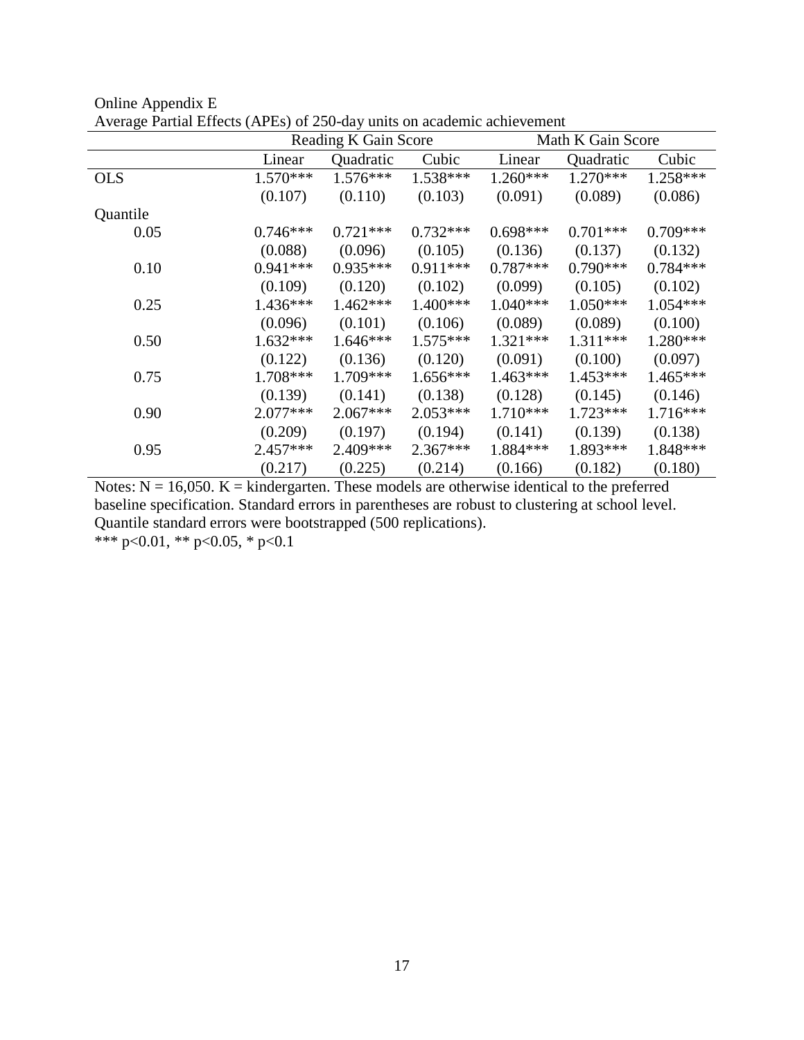Online Appendix E

Average Partial Effects (APEs) of 250-day units on academic achievement

| | Reading K Gain Score | | | Math K Gain Score | | |
|---|---|---|---|---|---|---|
| | Linear | Quadratic | Cubic | Linear | Quadratic | Cubic |
| OLS | 1.570*** | 1.576*** | 1.538*** | 1.260*** | 1.270*** | 1.258*** |
| | (0.107) | (0.110) | (0.103) | (0.091) | (0.089) | (0.086) |
| Quantile | | | | | | |
| 0.05 | 0.746*** | 0.721*** | 0.732*** | 0.698*** | 0.701*** | 0.709*** |
| | (0.088) | (0.096) | (0.105) | (0.136) | (0.137) | (0.132) |
| 0.10 | 0.941*** | 0.935*** | 0.911*** | 0.787*** | 0.790*** | 0.784*** |
| | (0.109) | (0.120) | (0.102) | (0.099) | (0.105) | (0.102) |
| 0.25 | 1.436*** | 1.462*** | 1.400*** | 1.040*** | 1.050*** | 1.054*** |
| | (0.096) | (0.101) | (0.106) | (0.089) | (0.089) | (0.100) |
| 0.50 | 1.632*** | 1.646*** | 1.575*** | 1.321*** | 1.311*** | 1.280*** |
| | (0.122) | (0.136) | (0.120) | (0.091) | (0.100) | (0.097) |
| 0.75 | 1.708*** | 1.709*** | 1.656*** | 1.463*** | 1.453*** | 1.465*** |
| | (0.139) | (0.141) | (0.138) | (0.128) | (0.145) | (0.146) |
| 0.90 | 2.077*** | 2.067*** | 2.053*** | 1.710*** | 1.723*** | 1.716*** |
| | (0.209) | (0.197) | (0.194) | (0.141) | (0.139) | (0.138) |
| 0.95 | 2.457*** | 2.409*** | 2.367*** | 1.884*** | 1.893*** | 1.848*** |
| | (0.217) | (0.225) | (0.214) | (0.166) | (0.182) | (0.180) |

Notes: N = 16,050. K = kindergarten. These models are otherwise identical to the preferred baseline specification. Standard errors in parentheses are robust to clustering at school level. Quantile standard errors were bootstrapped (500 replications).

*** p<0.01, ** p<0.05, * p<0.1